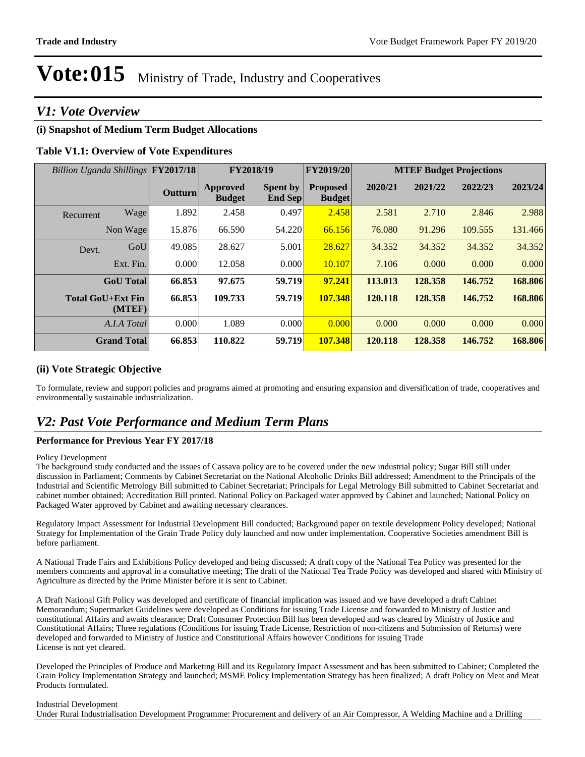# Vote:015 Ministry of Trade, Industry and Cooperatives

## *V1: Vote Overview*

### (i) Snapshot of Medium Term Budget Allocations

**Table V1.1: Overview of Vote Expenditures**

| *Billion Uganda Shillings* | | FY2017/18 | FY2018/19 | | FY2019/20 | MTEF Budget Projections | | | |
|---|---|---|---|---|---|---|---|---|---|
| | | **Outturn** | **Approved Budget** | **Spent by End Sep** | **Proposed Budget** | **2020/21** | **2021/22** | **2022/23** | **2023/24** |
| Recurrent | Wage | 1.892 | 2.458 | 0.497 | 2.458 | 2.581 | 2.710 | 2.846 | 2.988 |
| | Non Wage | 15.876 | 66.590 | 54.220 | 66.156 | 76.080 | 91.296 | 109.555 | 131.466 |
| Devt. | GoU | 49.085 | 28.627 | 5.001 | 28.627 | 34.352 | 34.352 | 34.352 | 34.352 |
| | Ext. Fin. | 0.000 | 12.058 | 0.000 | 10.107 | 7.106 | 0.000 | 0.000 | 0.000 |
| | **GoU Total** | **66.853** | **97.675** | **59.719** | **97.241** | **113.013** | **128.358** | **146.752** | **168.806** |
| | **Total GoU+Ext Fin (MTEF)** | **66.853** | **109.733** | **59.719** | **107.348** | **120.118** | **128.358** | **146.752** | **168.806** |
| | *A.I.A Total* | 0.000 | 1.089 | 0.000 | 0.000 | 0.000 | 0.000 | 0.000 | 0.000 |
| | **Grand Total** | **66.853** | **110.822** | **59.719** | **107.348** | **120.118** | **128.358** | **146.752** | **168.806** |

### (ii) Vote Strategic Objective

To formulate, review and support policies and programs aimed at promoting and ensuring expansion and diversification of trade, cooperatives and environmentally sustainable industrialization.

## *V2: Past Vote Performance and Medium Term Plans*

**Performance for Previous Year FY 2017/18**

Policy Development
The background study conducted and the issues of Cassava policy are to be covered under the new industrial policy; Sugar Bill still under discussion in Parliament; Comments by Cabinet Secretariat on the National Alcoholic Drinks Bill addressed; Amendment to the Principals of the Industrial and Scientific Metrology Bill submitted to Cabinet Secretariat; Principals for Legal Metrology Bill submitted to Cabinet Secretariat and cabinet number obtained; Accreditation Bill printed. National Policy on Packaged water approved by Cabinet and launched; National Policy on Packaged Water approved by Cabinet and awaiting necessary clearances.

Regulatory Impact Assessment for Industrial Development Bill conducted; Background paper on textile development Policy developed; National Strategy for Implementation of the Grain Trade Policy duly launched and now under implementation. Cooperative Societies amendment Bill is before parliament.

A National Trade Fairs and Exhibitions Policy developed and being discussed; A draft copy of the National Tea Policy was presented for the members comments and approval in a consultative meeting; The draft of the National Tea Trade Policy was developed and shared with Ministry of Agriculture as directed by the Prime Minister before it is sent to Cabinet.

A Draft National Gift Policy was developed and certificate of financial implication was issued and we have developed a draft Cabinet Memorandum; Supermarket Guidelines were developed as Conditions for issuing Trade License and forwarded to Ministry of Justice and constitutional Affairs and awaits clearance; Draft Consumer Protection Bill has been developed and was cleared by Ministry of Justice and Constitutional Affairs; Three regulations (Conditions for issuing Trade License, Restriction of non-citizens and Submission of Returns) were developed and forwarded to Ministry of Justice and Constitutional Affairs however Conditions for issuing Trade License is not yet cleared.

Developed the Principles of Produce and Marketing Bill and its Regulatory Impact Assessment and has been submitted to Cabinet; Completed the Grain Policy Implementation Strategy and launched; MSME Policy Implementation Strategy has been finalized; A draft Policy on Meat and Meat Products formulated.

Industrial Development
Under Rural Industrialisation Development Programme: Procurement and delivery of an Air Compressor, A Welding Machine and a Drilling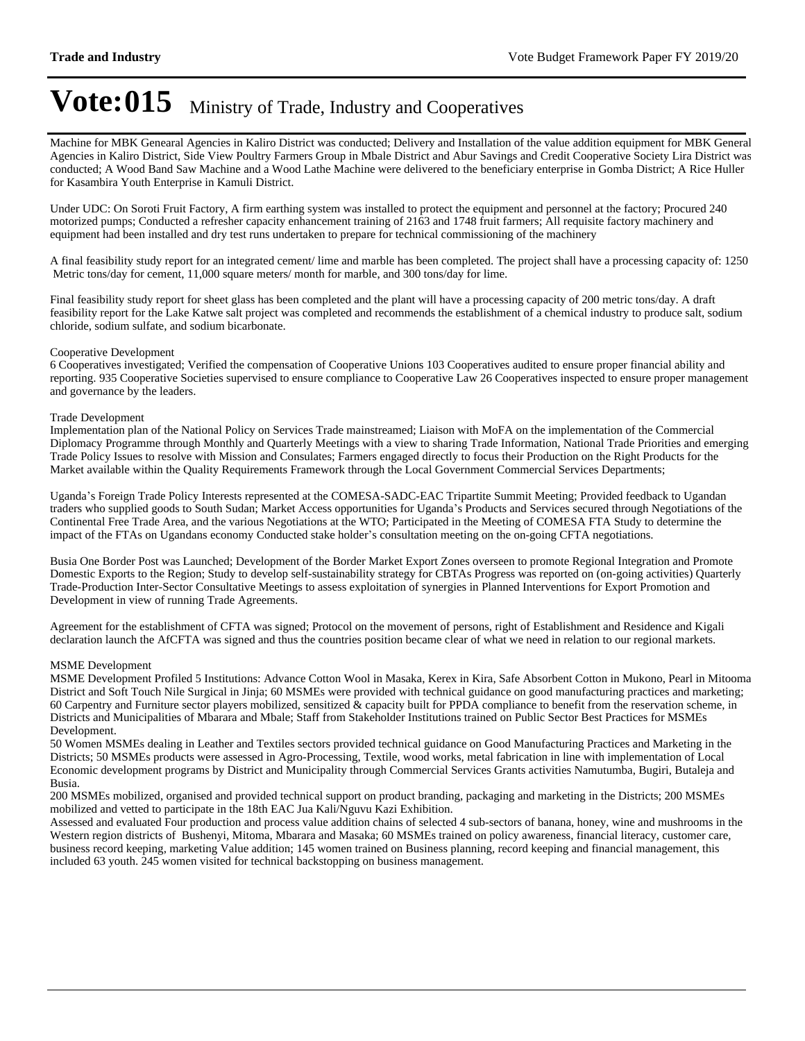Machine for MBK Genearal Agencies in Kaliro District was conducted; Delivery and Installation of the value addition equipment for MBK General Agencies in Kaliro District, Side View Poultry Farmers Group in Mbale District and Abur Savings and Credit Cooperative Society Lira District was conducted; A Wood Band Saw Machine and a Wood Lathe Machine were delivered to the beneficiary enterprise in Gomba District; A Rice Huller for Kasambira Youth Enterprise in Kamuli District.

Under UDC: On Soroti Fruit Factory, A firm earthing system was installed to protect the equipment and personnel at the factory; Procured 240 motorized pumps; Conducted a refresher capacity enhancement training of 2163 and 1748 fruit farmers; All requisite factory machinery and equipment had been installed and dry test runs undertaken to prepare for technical commissioning of the machinery

A final feasibility study report for an integrated cement/ lime and marble has been completed. The project shall have a processing capacity of: 1250 Metric tons/day for cement, 11,000 square meters/ month for marble, and 300 tons/day for lime.

Final feasibility study report for sheet glass has been completed and the plant will have a processing capacity of 200 metric tons/day. A draft feasibility report for the Lake Katwe salt project was completed and recommends the establishment of a chemical industry to produce salt, sodium chloride, sodium sulfate, and sodium bicarbonate.

Cooperative Development
6 Cooperatives investigated; Verified the compensation of Cooperative Unions 103 Cooperatives audited to ensure proper financial ability and reporting. 935 Cooperative Societies supervised to ensure compliance to Cooperative Law 26 Cooperatives inspected to ensure proper management and governance by the leaders.

Trade Development
Implementation plan of the National Policy on Services Trade mainstreamed; Liaison with MoFA on the implementation of the Commercial Diplomacy Programme through Monthly and Quarterly Meetings with a view to sharing Trade Information, National Trade Priorities and emerging Trade Policy Issues to resolve with Mission and Consulates; Farmers engaged directly to focus their Production on the Right Products for the Market available within the Quality Requirements Framework through the Local Government Commercial Services Departments;

Uganda's Foreign Trade Policy Interests represented at the COMESA-SADC-EAC Tripartite Summit Meeting; Provided feedback to Ugandan traders who supplied goods to South Sudan; Market Access opportunities for Uganda's Products and Services secured through Negotiations of the Continental Free Trade Area, and the various Negotiations at the WTO; Participated in the Meeting of COMESA FTA Study to determine the impact of the FTAs on Ugandans economy Conducted stake holder's consultation meeting on the on-going CFTA negotiations.

Busia One Border Post was Launched; Development of the Border Market Export Zones overseen to promote Regional Integration and Promote Domestic Exports to the Region; Study to develop self-sustainability strategy for CBTAs Progress was reported on (on-going activities) Quarterly Trade-Production Inter-Sector Consultative Meetings to assess exploitation of synergies in Planned Interventions for Export Promotion and Development in view of running Trade Agreements.

Agreement for the establishment of CFTA was signed; Protocol on the movement of persons, right of Establishment and Residence and Kigali declaration launch the AfCFTA was signed and thus the countries position became clear of what we need in relation to our regional markets.

MSME Development
MSME Development Profiled 5 Institutions: Advance Cotton Wool in Masaka, Kerex in Kira, Safe Absorbent Cotton in Mukono, Pearl in Mitooma District and Soft Touch Nile Surgical in Jinja; 60 MSMEs were provided with technical guidance on good manufacturing practices and marketing; 60 Carpentry and Furniture sector players mobilized, sensitized & capacity built for PPDA compliance to benefit from the reservation scheme, in Districts and Municipalities of Mbarara and Mbale; Staff from Stakeholder Institutions trained on Public Sector Best Practices for MSMEs Development.
50 Women MSMEs dealing in Leather and Textiles sectors provided technical guidance on Good Manufacturing Practices and Marketing in the Districts; 50 MSMEs products were assessed in Agro-Processing, Textile, wood works, metal fabrication in line with implementation of Local Economic development programs by District and Municipality through Commercial Services Grants activities Namutumba, Bugiri, Butaleja and Busia.
200 MSMEs mobilized, organised and provided technical support on product branding, packaging and marketing in the Districts; 200 MSMEs mobilized and vetted to participate in the 18th EAC Jua Kali/Nguvu Kazi Exhibition.
Assessed and evaluated Four production and process value addition chains of selected 4 sub-sectors of banana, honey, wine and mushrooms in the Western region districts of Bushenyi, Mitoma, Mbarara and Masaka; 60 MSMEs trained on policy awareness, financial literacy, customer care, business record keeping, marketing Value addition; 145 women trained on Business planning, record keeping and financial management, this included 63 youth. 245 women visited for technical backstopping on business management.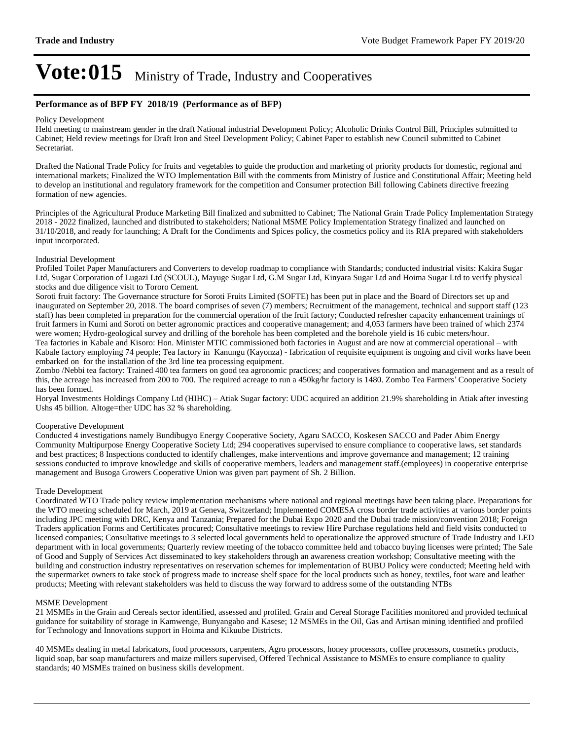# Vote:015 Ministry of Trade, Industry and Cooperatives

**Performance as of BFP FY 2018/19 (Performance as of BFP)**

Policy Development

Held meeting to mainstream gender in the draft National industrial Development Policy; Alcoholic Drinks Control Bill, Principles submitted to Cabinet; Held review meetings for Draft Iron and Steel Development Policy; Cabinet Paper to establish new Council submitted to Cabinet Secretariat.

Drafted the National Trade Policy for fruits and vegetables to guide the production and marketing of priority products for domestic, regional and international markets; Finalized the WTO Implementation Bill with the comments from Ministry of Justice and Constitutional Affair; Meeting held to develop an institutional and regulatory framework for the competition and Consumer protection Bill following Cabinets directive freezing formation of new agencies.

Principles of the Agricultural Produce Marketing Bill finalized and submitted to Cabinet; The National Grain Trade Policy Implementation Strategy 2018 - 2022 finalized, launched and distributed to stakeholders; National MSME Policy Implementation Strategy finalized and launched on 31/10/2018, and ready for launching; A Draft for the Condiments and Spices policy, the cosmetics policy and its RIA prepared with stakeholders input incorporated.

Industrial Development

Profiled Toilet Paper Manufacturers and Converters to develop roadmap to compliance with Standards; conducted industrial visits: Kakira Sugar Ltd, Sugar Corporation of Lugazi Ltd (SCOUL), Mayuge Sugar Ltd, G.M Sugar Ltd, Kinyara Sugar Ltd and Hoima Sugar Ltd to verify physical stocks and due diligence visit to Tororo Cement.

Soroti fruit factory: The Governance structure for Soroti Fruits Limited (SOFTE) has been put in place and the Board of Directors set up and inaugurated on September 20, 2018. The board comprises of seven (7) members; Recruitment of the management, technical and support staff (123 staff) has been completed in preparation for the commercial operation of the fruit factory; Conducted refresher capacity enhancement trainings of fruit farmers in Kumi and Soroti on better agronomic practices and cooperative management; and 4,053 farmers have been trained of which 2374 were women; Hydro-geological survey and drilling of the borehole has been completed and the borehole yield is 16 cubic meters/hour.

Tea factories in Kabale and Kisoro: Hon. Minister MTIC commissioned both factories in August and are now at commercial operational – with Kabale factory employing 74 people; Tea factory in Kanungu (Kayonza) - fabrication of requisite equipment is ongoing and civil works have been embarked on for the installation of the 3rd line tea processing equipment.

Zombo /Nebbi tea factory: Trained 400 tea farmers on good tea agronomic practices; and cooperatives formation and management and as a result of this, the acreage has increased from 200 to 700. The required acreage to run a 450kg/hr factory is 1480. Zombo Tea Farmers' Cooperative Society has been formed.

Horyal Investments Holdings Company Ltd (HIHC) – Atiak Sugar factory: UDC acquired an addition 21.9% shareholding in Atiak after investing Ushs 45 billion. Altoge=ther UDC has 32 % shareholding.

Cooperative Development

Conducted 4 investigations namely Bundibugyo Energy Cooperative Society, Agaru SACCO, Koskesen SACCO and Pader Abim Energy Community Multipurpose Energy Cooperative Society Ltd; 294 cooperatives supervised to ensure compliance to cooperative laws, set standards and best practices; 8 Inspections conducted to identify challenges, make interventions and improve governance and management; 12 training sessions conducted to improve knowledge and skills of cooperative members, leaders and management staff.(employees) in cooperative enterprise management and Busoga Growers Cooperative Union was given part payment of Sh. 2 Billion.

Trade Development

Coordinated WTO Trade policy review implementation mechanisms where national and regional meetings have been taking place. Preparations for the WTO meeting scheduled for March, 2019 at Geneva, Switzerland; Implemented COMESA cross border trade activities at various border points including JPC meeting with DRC, Kenya and Tanzania; Prepared for the Dubai Expo 2020 and the Dubai trade mission/convention 2018; Foreign Traders application Forms and Certificates procured; Consultative meetings to review Hire Purchase regulations held and field visits conducted to licensed companies; Consultative meetings to 3 selected local governments held to operationalize the approved structure of Trade Industry and LED department with in local governments; Quarterly review meeting of the tobacco committee held and tobacco buying licenses were printed; The Sale of Good and Supply of Services Act disseminated to key stakeholders through an awareness creation workshop; Consultative meeting with the building and construction industry representatives on reservation schemes for implementation of BUBU Policy were conducted; Meeting held with the supermarket owners to take stock of progress made to increase shelf space for the local products such as honey, textiles, foot ware and leather products; Meeting with relevant stakeholders was held to discuss the way forward to address some of the outstanding NTBs

MSME Development

21 MSMEs in the Grain and Cereals sector identified, assessed and profiled. Grain and Cereal Storage Facilities monitored and provided technical guidance for suitability of storage in Kamwenge, Bunyangabo and Kasese; 12 MSMEs in the Oil, Gas and Artisan mining identified and profiled for Technology and Innovations support in Hoima and Kikuube Districts.

40 MSMEs dealing in metal fabricators, food processors, carpenters, Agro processors, honey processors, coffee processors, cosmetics products, liquid soap, bar soap manufacturers and maize millers supervised, Offered Technical Assistance to MSMEs to ensure compliance to quality standards; 40 MSMEs trained on business skills development.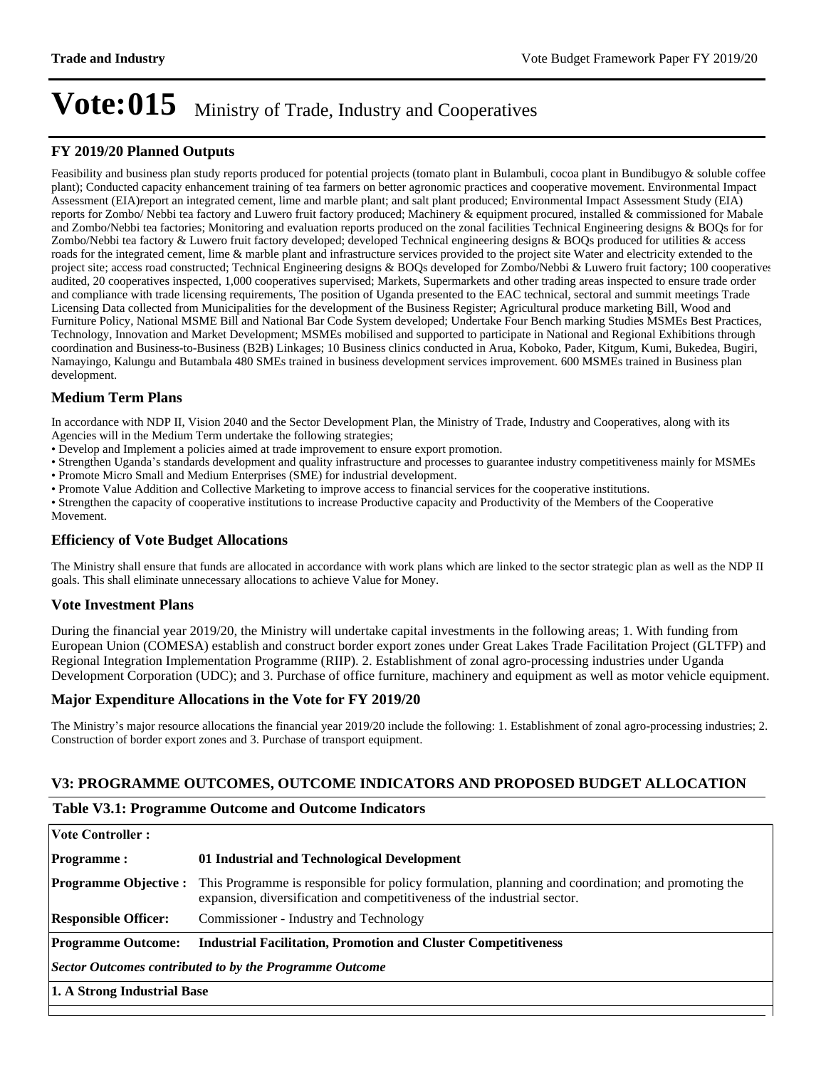# Vote:015 Ministry of Trade, Industry and Cooperatives

## FY 2019/20 Planned Outputs

Feasibility and business plan study reports produced for potential projects (tomato plant in Bulambuli, cocoa plant in Bundibugyo & soluble coffee plant); Conducted capacity enhancement training of tea farmers on better agronomic practices and cooperative movement. Environmental Impact Assessment (EIA)report an integrated cement, lime and marble plant; and salt plant produced; Environmental Impact Assessment Study (EIA) reports for Zombo/ Nebbi tea factory and Luwero fruit factory produced; Machinery & equipment procured, installed & commissioned for Mabale and Zombo/Nebbi tea factories; Monitoring and evaluation reports produced on the zonal facilities Technical Engineering designs & BOQs for for Zombo/Nebbi tea factory & Luwero fruit factory developed; developed Technical engineering designs & BOQs produced for utilities & access roads for the integrated cement, lime & marble plant and infrastructure services provided to the project site Water and electricity extended to the project site; access road constructed; Technical Engineering designs & BOQs developed for Zombo/Nebbi & Luwero fruit factory; 100 cooperatives audited, 20 cooperatives inspected, 1,000 cooperatives supervised; Markets, Supermarkets and other trading areas inspected to ensure trade order and compliance with trade licensing requirements, The position of Uganda presented to the EAC technical, sectoral and summit meetings Trade Licensing Data collected from Municipalities for the development of the Business Register; Agricultural produce marketing Bill, Wood and Furniture Policy, National MSME Bill and National Bar Code System developed; Undertake Four Bench marking Studies MSMEs Best Practices, Technology, Innovation and Market Development; MSMEs mobilised and supported to participate in National and Regional Exhibitions through coordination and Business-to-Business (B2B) Linkages; 10 Business clinics conducted in Arua, Koboko, Pader, Kitgum, Kumi, Bukedea, Bugiri, Namayingo, Kalungu and Butambala 480 SMEs trained in business development services improvement. 600 MSMEs trained in Business plan development.

## Medium Term Plans

In accordance with NDP II, Vision 2040 and the Sector Development Plan, the Ministry of Trade, Industry and Cooperatives, along with its Agencies will in the Medium Term undertake the following strategies;

- Develop and Implement a policies aimed at trade improvement to ensure export promotion.
- Strengthen Uganda's standards development and quality infrastructure and processes to guarantee industry competitiveness mainly for MSMEs
- Promote Micro Small and Medium Enterprises (SME) for industrial development.
- Promote Value Addition and Collective Marketing to improve access to financial services for the cooperative institutions.
- Strengthen the capacity of cooperative institutions to increase Productive capacity and Productivity of the Members of the Cooperative Movement.

## Efficiency of Vote Budget Allocations

The Ministry shall ensure that funds are allocated in accordance with work plans which are linked to the sector strategic plan as well as the NDP II goals. This shall eliminate unnecessary allocations to achieve Value for Money.

## Vote Investment Plans

During the financial year 2019/20, the Ministry will undertake capital investments in the following areas; 1. With funding from European Union (COMESA) establish and construct border export zones under Great Lakes Trade Facilitation Project (GLTFP) and Regional Integration Implementation Programme (RIIP). 2. Establishment of zonal agro-processing industries under Uganda Development Corporation (UDC); and 3. Purchase of office furniture, machinery and equipment as well as motor vehicle equipment.

## Major Expenditure Allocations in the Vote for FY 2019/20

The Ministry's major resource allocations the financial year 2019/20 include the following: 1. Establishment of zonal agro-processing industries; 2. Construction of border export zones and 3. Purchase of transport equipment.

## V3: PROGRAMME OUTCOMES, OUTCOME INDICATORS AND PROPOSED BUDGET ALLOCATION

### Table V3.1: Programme Outcome and Outcome Indicators

| | |
|---|---|
| **Vote Controller :** | |
| **Programme :** | **01 Industrial and Technological Development** |
| **Programme Objective :** | This Programme is responsible for policy formulation, planning and coordination; and promoting the expansion, diversification and competitiveness of the industrial sector. |
| **Responsible Officer:** | Commissioner - Industry and Technology |
| **Programme Outcome:** | **Industrial Facilitation, Promotion and Cluster Competitiveness** |
| ***Sector Outcomes contributed to by the Programme Outcome*** | |
| **1. A Strong Industrial Base** | |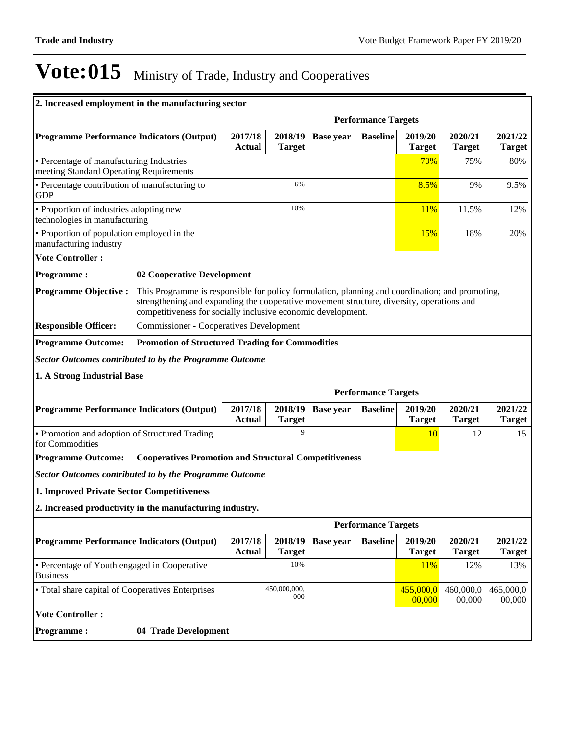# Vote:015 Ministry of Trade, Industry and Cooperatives

**2. Increased employment in the manufacturing sector**

| Programme Performance Indicators (Output) | Performance Targets | | | | | | |
|---|---|---|---|---|---|---|---|
| | 2017/18 Actual | 2018/19 Target | Base year | Baseline | 2019/20 Target | 2020/21 Target | 2021/22 Target |
| • Percentage of manufacturing Industries meeting Standard Operating Requirements | | | | | 70% | 75% | 80% |
| • Percentage contribution of manufacturing to GDP | | 6% | | | 8.5% | 9% | 9.5% |
| • Proportion of industries adopting new technologies in manufacturing | | 10% | | | 11% | 11.5% | 12% |
| • Proportion of population employed in the manufacturing industry | | | | | 15% | 18% | 20% |

**Vote Controller :**

**Programme :** **02 Cooperative Development**

**Programme Objective :** This Programme is responsible for policy formulation, planning and coordination; and promoting, strengthening and expanding the cooperative movement structure, diversity, operations and competitiveness for socially inclusive economic development.

**Responsible Officer:** Commissioner - Cooperatives Development

**Programme Outcome:** **Promotion of Structured Trading for Commodities**

***Sector Outcomes contributed to by the Programme Outcome***

**1. A Strong Industrial Base**

| Programme Performance Indicators (Output) | Performance Targets | | | | | | |
|---|---|---|---|---|---|---|---|
| | 2017/18 Actual | 2018/19 Target | Base year | Baseline | 2019/20 Target | 2020/21 Target | 2021/22 Target |
| • Promotion and adoption of Structured Trading for Commodities | | 9 | | | 10 | 12 | 15 |

**Programme Outcome:** **Cooperatives Promotion and Structural Competitiveness**

***Sector Outcomes contributed to by the Programme Outcome***

**1. Improved Private Sector Competitiveness**

**2. Increased productivity in the manufacturing industry.**

| Programme Performance Indicators (Output) | Performance Targets | | | | | | |
|---|---|---|---|---|---|---|---|
| | 2017/18 Actual | 2018/19 Target | Base year | Baseline | 2019/20 Target | 2020/21 Target | 2021/22 Target |
| • Percentage of Youth engaged in Cooperative Business | | 10% | | | 11% | 12% | 13% |
| • Total share capital of Cooperatives Enterprises | | 450,000,000,000 | | | 455,000,000,000 | 460,000,000,000 | 465,000,000,000 |

**Vote Controller :**

**Programme :** **04 Trade Development**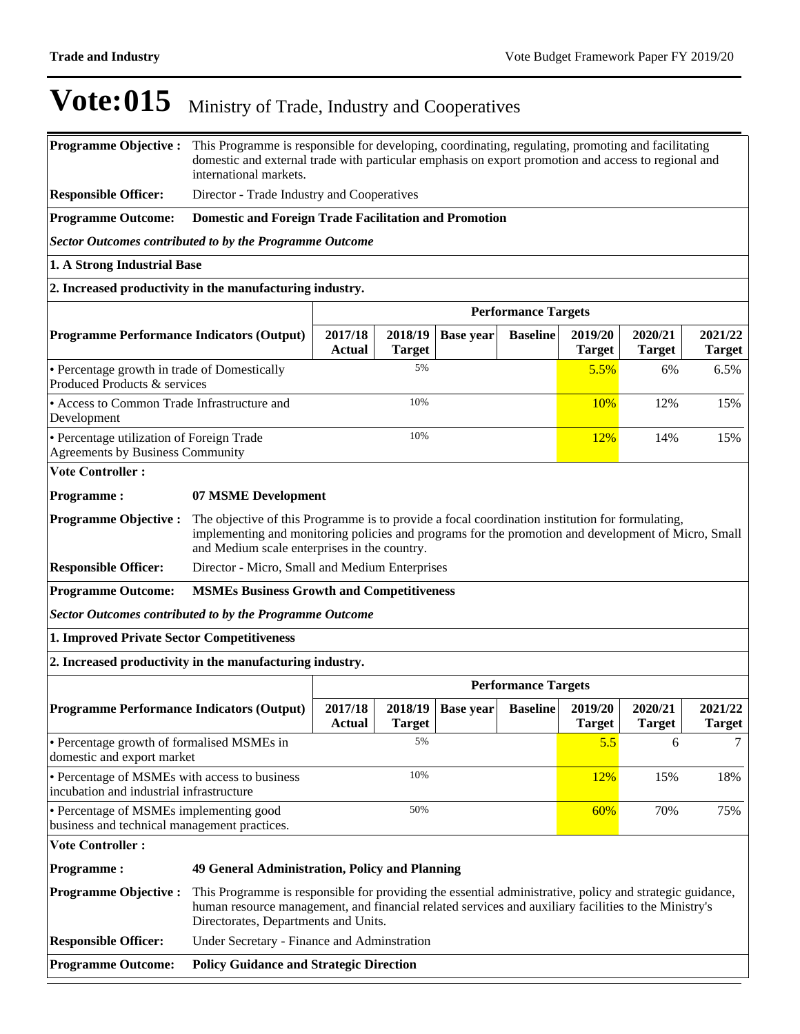# Vote:015 Ministry of Trade, Industry and Cooperatives

**Programme Objective :** This Programme is responsible for developing, coordinating, regulating, promoting and facilitating domestic and external trade with particular emphasis on export promotion and access to regional and international markets.

**Responsible Officer:** Director - Trade Industry and Cooperatives

**Programme Outcome:** **Domestic and Foreign Trade Facilitation and Promotion**

***Sector Outcomes contributed to by the Programme Outcome***

**1. A Strong Industrial Base**

**2. Increased productivity in the manufacturing industry.**

| | Performance Targets | | | | | | |
|---|---|---|---|---|---|---|---|
| **Programme Performance Indicators (Output)** | **2017/18 Actual** | **2018/19 Target** | **Base year** | **Baseline** | **2019/20 Target** | **2020/21 Target** | **2021/22 Target** |
| • Percentage growth in trade of Domestically Produced Products & services | | 5% | | | 5.5% | 6% | 6.5% |
| • Access to Common Trade Infrastructure and Development | | 10% | | | 10% | 12% | 15% |
| • Percentage utilization of Foreign Trade Agreements by Business Community | | 10% | | | 12% | 14% | 15% |

**Vote Controller :**

**Programme :** **07 MSME Development**

**Programme Objective :** The objective of this Programme is to provide a focal coordination institution for formulating, implementing and monitoring policies and programs for the promotion and development of Micro, Small and Medium scale enterprises in the country.

**Responsible Officer:** Director - Micro, Small and Medium Enterprises

**Programme Outcome:** **MSMEs Business Growth and Competitiveness**

***Sector Outcomes contributed to by the Programme Outcome***

**1. Improved Private Sector Competitiveness**

**2. Increased productivity in the manufacturing industry.**

| | Performance Targets | | | | | | |
|---|---|---|---|---|---|---|---|
| **Programme Performance Indicators (Output)** | **2017/18 Actual** | **2018/19 Target** | **Base year** | **Baseline** | **2019/20 Target** | **2020/21 Target** | **2021/22 Target** |
| • Percentage growth of formalised MSMEs in domestic and export market | | 5% | | | 5.5 | 6 | 7 |
| • Percentage of MSMEs with access to business incubation and industrial infrastructure | | 10% | | | 12% | 15% | 18% |
| • Percentage of MSMEs implementing good business and technical management practices. | | 50% | | | 60% | 70% | 75% |

**Vote Controller :**

**Programme :** **49 General Administration, Policy and Planning**

**Programme Objective :** This Programme is responsible for providing the essential administrative, policy and strategic guidance, human resource management, and financial related services and auxiliary facilities to the Ministry's Directorates, Departments and Units.

**Responsible Officer:** Under Secretary - Finance and Adminstration

**Programme Outcome:** **Policy Guidance and Strategic Direction**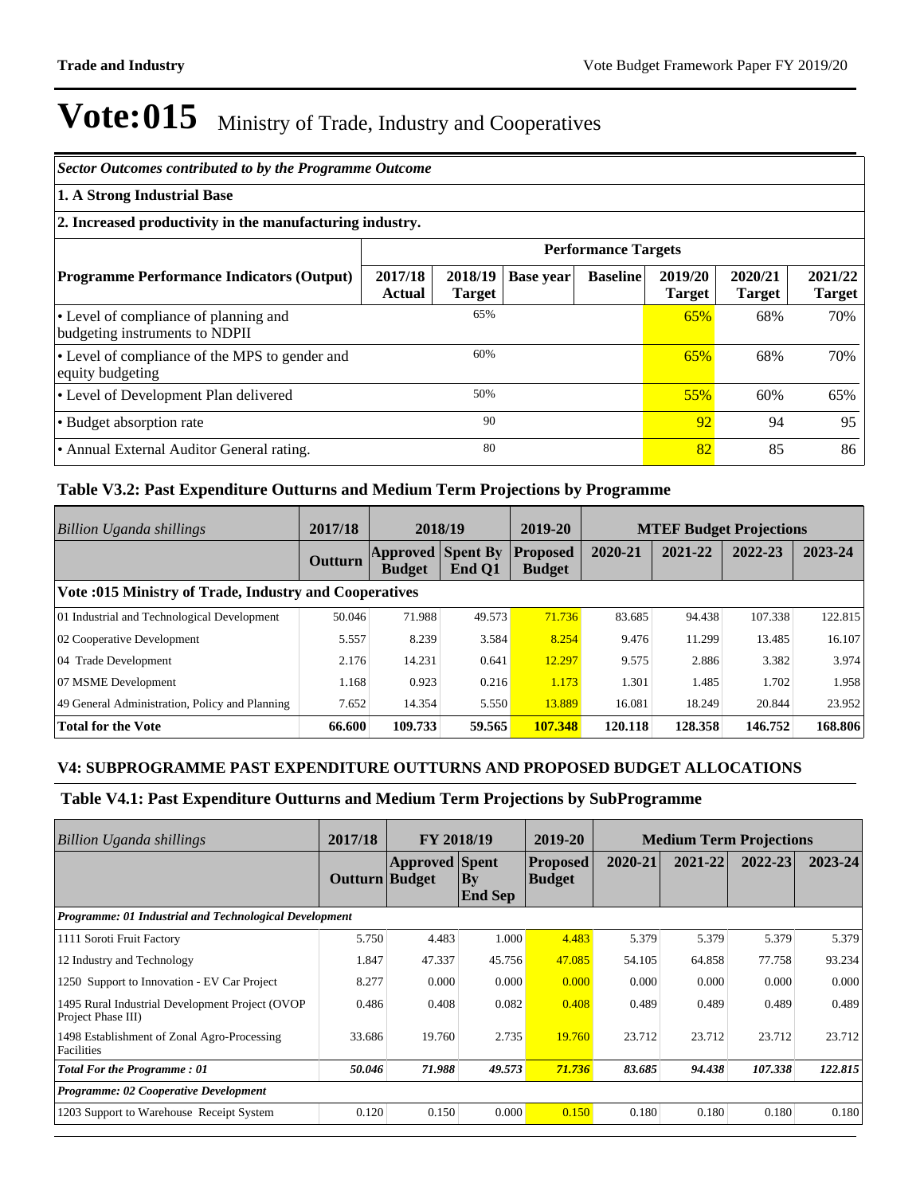# Vote:015 Ministry of Trade, Industry and Cooperatives

| *Sector Outcomes contributed to by the Programme Outcome* | | | | | | | |
|---|---|---|---|---|---|---|---|
| **1. A Strong Industrial Base** | | | | | | | |
| **2. Increased productivity in the manufacturing industry.** | | | | | | | |
| | **Performance Targets** | | | | | | |
| **Programme Performance Indicators (Output)** | **2017/18 Actual** | **2018/19 Target** | **Base year** | **Baseline** | **2019/20 Target** | **2020/21 Target** | **2021/22 Target** |
| • Level of compliance of planning and budgeting instruments to NDPII | | 65% | | | 65% | 68% | 70% |
| • Level of compliance of the MPS to gender and equity budgeting | | 60% | | | 65% | 68% | 70% |
| • Level of Development Plan delivered | | 50% | | | 55% | 60% | 65% |
| • Budget absorption rate | | 90 | | | 92 | 94 | 95 |
| • Annual External Auditor General rating. | | 80 | | | 82 | 85 | 86 |

### Table V3.2: Past Expenditure Outturns and Medium Term Projections by Programme

| *Billion Uganda shillings* | 2017/18 | 2018/19 | | 2019-20 | MTEF Budget Projections | | | |
|---|---|---|---|---|---|---|---|---|
| | **Outturn** | **Approved Budget** | **Spent By End Q1** | **Proposed Budget** | **2020-21** | **2021-22** | **2022-23** | **2023-24** |
| **Vote :015 Ministry of Trade, Industry and Cooperatives** | | | | | | | | |
| 01 Industrial and Technological Development | 50.046 | 71.988 | 49.573 | 71.736 | 83.685 | 94.438 | 107.338 | 122.815 |
| 02 Cooperative Development | 5.557 | 8.239 | 3.584 | 8.254 | 9.476 | 11.299 | 13.485 | 16.107 |
| 04 Trade Development | 2.176 | 14.231 | 0.641 | 12.297 | 9.575 | 2.886 | 3.382 | 3.974 |
| 07 MSME Development | 1.168 | 0.923 | 0.216 | 1.173 | 1.301 | 1.485 | 1.702 | 1.958 |
| 49 General Administration, Policy and Planning | 7.652 | 14.354 | 5.550 | 13.889 | 16.081 | 18.249 | 20.844 | 23.952 |
| **Total for the Vote** | **66.600** | **109.733** | **59.565** | **107.348** | **120.118** | **128.358** | **146.752** | **168.806** |

## V4: SUBPROGRAMME PAST EXPENDITURE OUTTURNS AND PROPOSED BUDGET ALLOCATIONS

### Table V4.1: Past Expenditure Outturns and Medium Term Projections by SubProgramme

| *Billion Uganda shillings* | 2017/18 | FY 2018/19 | | 2019-20 | Medium Term Projections | | | |
|---|---|---|---|---|---|---|---|---|
| | **Outturn** | **Approved Budget** | **Spent By End Sep** | **Proposed Budget** | **2020-21** | **2021-22** | **2022-23** | **2023-24** |
| ***Programme: 01 Industrial and Technological Development*** | | | | | | | | |
| 1111 Soroti Fruit Factory | 5.750 | 4.483 | 1.000 | 4.483 | 5.379 | 5.379 | 5.379 | 5.379 |
| 12 Industry and Technology | 1.847 | 47.337 | 45.756 | 47.085 | 54.105 | 64.858 | 77.758 | 93.234 |
| 1250 Support to Innovation - EV Car Project | 8.277 | 0.000 | 0.000 | 0.000 | 0.000 | 0.000 | 0.000 | 0.000 |
| 1495 Rural Industrial Development Project (OVOP Project Phase III) | 0.486 | 0.408 | 0.082 | 0.408 | 0.489 | 0.489 | 0.489 | 0.489 |
| 1498 Establishment of Zonal Agro-Processing Facilities | 33.686 | 19.760 | 2.735 | 19.760 | 23.712 | 23.712 | 23.712 | 23.712 |
| ***Total For the Programme : 01*** | ***50.046*** | ***71.988*** | ***49.573*** | ***71.736*** | ***83.685*** | ***94.438*** | ***107.338*** | ***122.815*** |
| ***Programme: 02 Cooperative Development*** | | | | | | | | |
| 1203 Support to Warehouse Receipt System | 0.120 | 0.150 | 0.000 | 0.150 | 0.180 | 0.180 | 0.180 | 0.180 |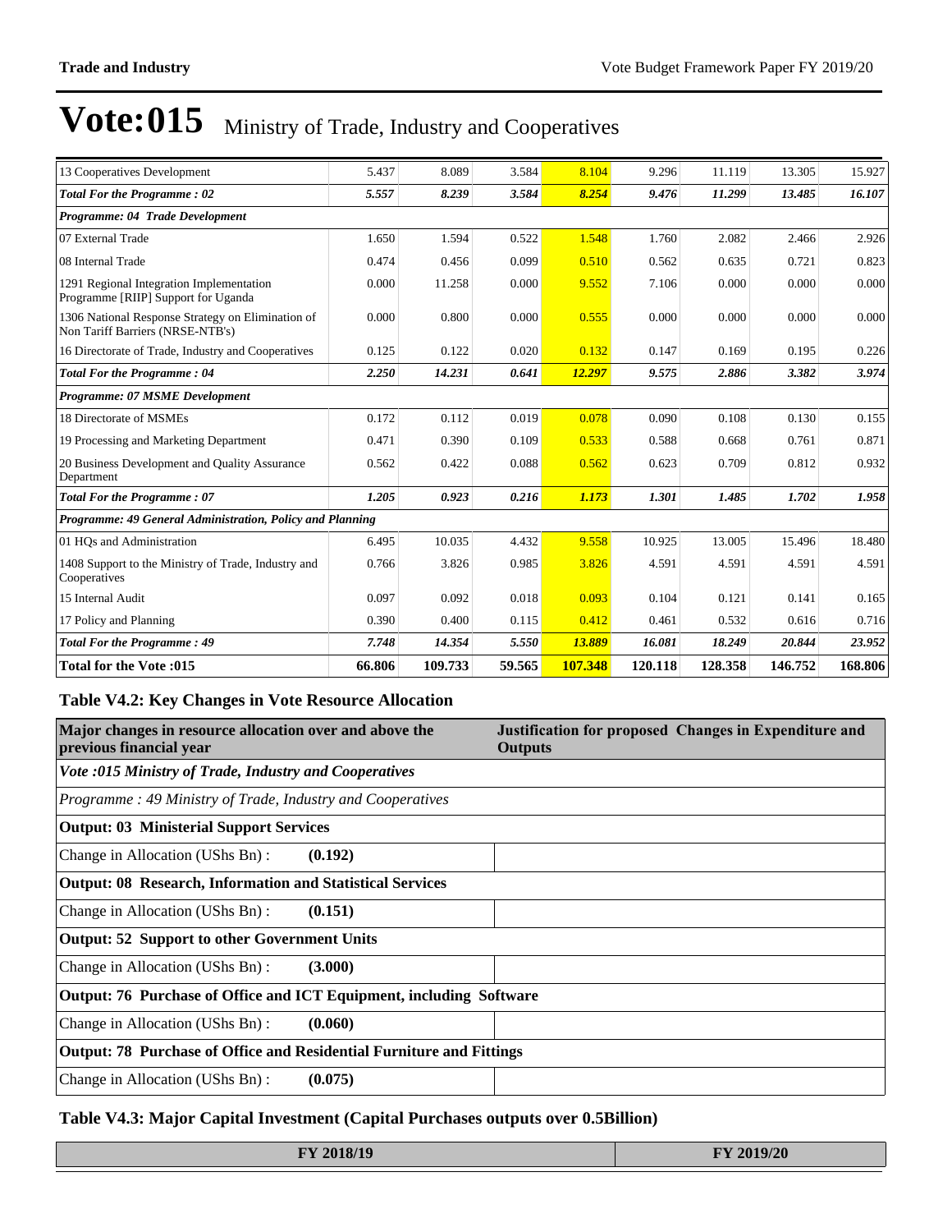# Vote:015 Ministry of Trade, Industry and Cooperatives

| | | | | | | | | |
|---|---|---|---|---|---|---|---|---|
| 13 Cooperatives Development | 5.437 | 8.089 | 3.584 | 8.104 | 9.296 | 11.119 | 13.305 | 15.927 |
| ***Total For the Programme : 02*** | ***5.557*** | ***8.239*** | ***3.584*** | ***8.254*** | ***9.476*** | ***11.299*** | ***13.485*** | ***16.107*** |
| ***Programme: 04 Trade Development*** | | | | | | | | |
| 07 External Trade | 1.650 | 1.594 | 0.522 | 1.548 | 1.760 | 2.082 | 2.466 | 2.926 |
| 08 Internal Trade | 0.474 | 0.456 | 0.099 | 0.510 | 0.562 | 0.635 | 0.721 | 0.823 |
| 1291 Regional Integration Implementation Programme [RIIP] Support for Uganda | 0.000 | 11.258 | 0.000 | 9.552 | 7.106 | 0.000 | 0.000 | 0.000 |
| 1306 National Response Strategy on Elimination of Non Tariff Barriers (NRSE-NTB's) | 0.000 | 0.800 | 0.000 | 0.555 | 0.000 | 0.000 | 0.000 | 0.000 |
| 16 Directorate of Trade, Industry and Cooperatives | 0.125 | 0.122 | 0.020 | 0.132 | 0.147 | 0.169 | 0.195 | 0.226 |
| ***Total For the Programme : 04*** | ***2.250*** | ***14.231*** | ***0.641*** | ***12.297*** | ***9.575*** | ***2.886*** | ***3.382*** | ***3.974*** |
| ***Programme: 07 MSME Development*** | | | | | | | | |
| 18 Directorate of MSMEs | 0.172 | 0.112 | 0.019 | 0.078 | 0.090 | 0.108 | 0.130 | 0.155 |
| 19 Processing and Marketing Department | 0.471 | 0.390 | 0.109 | 0.533 | 0.588 | 0.668 | 0.761 | 0.871 |
| 20 Business Development and Quality Assurance Department | 0.562 | 0.422 | 0.088 | 0.562 | 0.623 | 0.709 | 0.812 | 0.932 |
| ***Total For the Programme : 07*** | ***1.205*** | ***0.923*** | ***0.216*** | ***1.173*** | ***1.301*** | ***1.485*** | ***1.702*** | ***1.958*** |
| ***Programme: 49 General Administration, Policy and Planning*** | | | | | | | | |
| 01 HQs and Administration | 6.495 | 10.035 | 4.432 | 9.558 | 10.925 | 13.005 | 15.496 | 18.480 |
| 1408 Support to the Ministry of Trade, Industry and Cooperatives | 0.766 | 3.826 | 0.985 | 3.826 | 4.591 | 4.591 | 4.591 | 4.591 |
| 15 Internal Audit | 0.097 | 0.092 | 0.018 | 0.093 | 0.104 | 0.121 | 0.141 | 0.165 |
| 17 Policy and Planning | 0.390 | 0.400 | 0.115 | 0.412 | 0.461 | 0.532 | 0.616 | 0.716 |
| ***Total For the Programme : 49*** | ***7.748*** | ***14.354*** | ***5.550*** | ***13.889*** | ***16.081*** | ***18.249*** | ***20.844*** | ***23.952*** |
| **Total for the Vote :015** | **66.806** | **109.733** | **59.565** | **107.348** | **120.118** | **128.358** | **146.752** | **168.806** |

### Table V4.2: Key Changes in Vote Resource Allocation

| Major changes in resource allocation over and above the previous financial year | Justification for proposed Changes in Expenditure and Outputs |
|---|---|
| *Vote :015 Ministry of Trade, Industry and Cooperatives* | |
| *Programme : 49 Ministry of Trade, Industry and Cooperatives* | |
| **Output: 03 Ministerial Support Services** | |
| Change in Allocation (UShs Bn) : **(0.192)** | |
| **Output: 08 Research, Information and Statistical Services** | |
| Change in Allocation (UShs Bn) : **(0.151)** | |
| **Output: 52 Support to other Government Units** | |
| Change in Allocation (UShs Bn) : **(3.000)** | |
| **Output: 76 Purchase of Office and ICT Equipment, including Software** | |
| Change in Allocation (UShs Bn) : **(0.060)** | |
| **Output: 78 Purchase of Office and Residential Furniture and Fittings** | |
| Change in Allocation (UShs Bn) : **(0.075)** | |

### Table V4.3: Major Capital Investment (Capital Purchases outputs over 0.5Billion)

| FY 2018/19 | FY 2019/20 |
|---|---|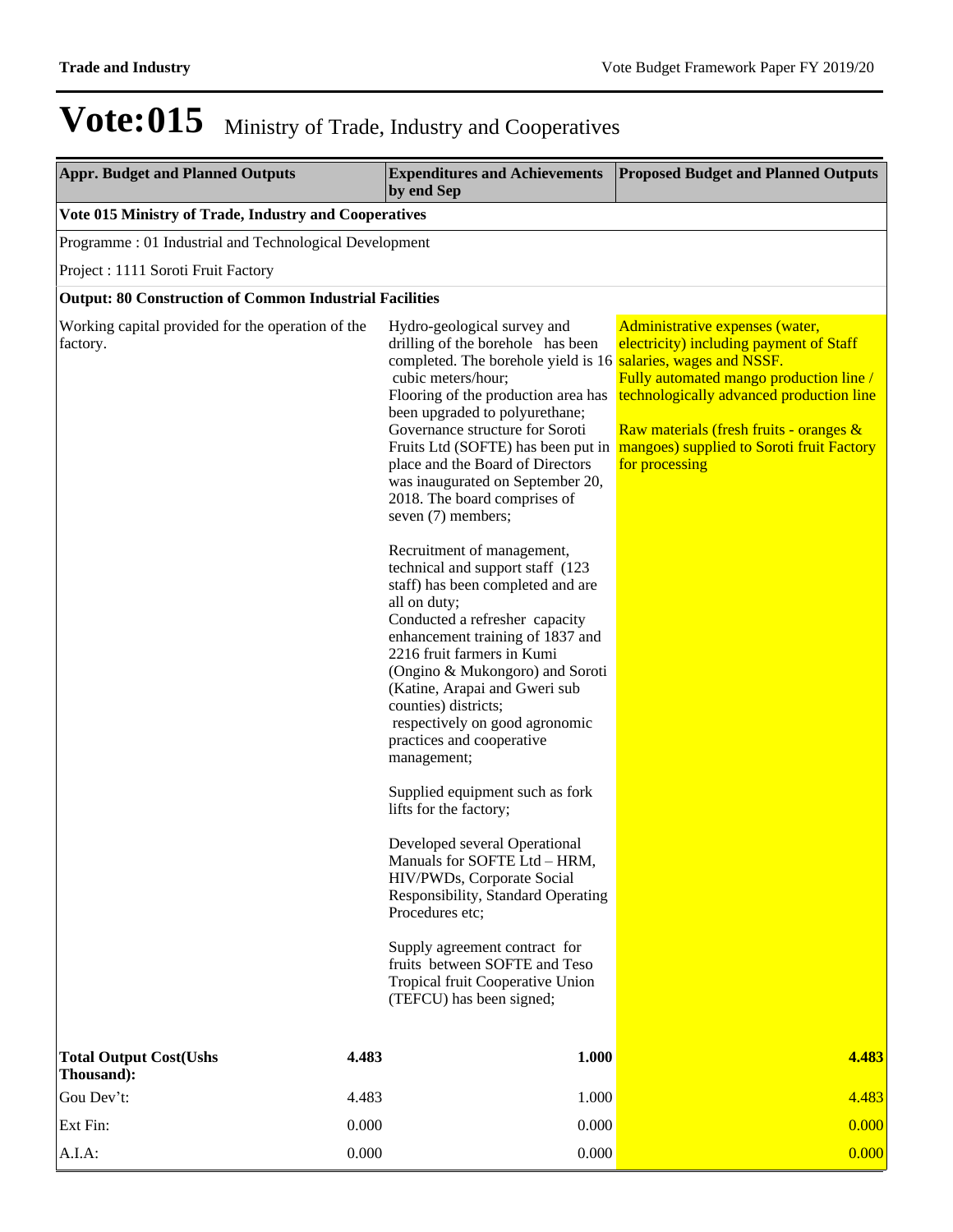# Vote:015 Ministry of Trade, Industry and Cooperatives

| Appr. Budget and Planned Outputs | | Expenditures and Achievements by end Sep | Proposed Budget and Planned Outputs |
|---|---|---|---|
| **Vote 015 Ministry of Trade, Industry and Cooperatives** | | | |
| Programme : 01 Industrial and Technological Development | | | |
| Project : 1111 Soroti Fruit Factory | | | |
| **Output: 80 Construction of Common Industrial Facilities** | | | |
| Working capital provided for the operation of the factory. | | Hydro-geological survey and drilling of the borehole has been completed. The borehole yield is 16 cubic meters/hour;<br>Flooring of the production area has been upgraded to polyurethane;<br>Governance structure for Soroti Fruits Ltd (SOFTE) has been put in place and the Board of Directors was inaugurated on September 20, 2018. The board comprises of seven (7) members;<br><br>Recruitment of management, technical and support staff (123 staff) has been completed and are all on duty;<br>Conducted a refresher capacity enhancement training of 1837 and 2216 fruit farmers in Kumi (Ongino & Mukongoro) and Soroti (Katine, Arapai and Gweri sub counties) districts;<br>respectively on good agronomic practices and cooperative management;<br><br>Supplied equipment such as fork lifts for the factory;<br><br>Developed several Operational Manuals for SOFTE Ltd – HRM, HIV/PWDs, Corporate Social Responsibility, Standard Operating Procedures etc;<br><br>Supply agreement contract for fruits between SOFTE and Teso Tropical fruit Cooperative Union (TEFCU) has been signed; | Administrative expenses (water, electricity) including payment of Staff salaries, wages and NSSF.<br>Fully automated mango production line / technologically advanced production line<br><br>Raw materials (fresh fruits - oranges & mangoes) supplied to Soroti fruit Factory for processing |
| **Total Output Cost(Ushs Thousand):** | **4.483** | **1.000** | **4.483** |
| Gou Dev't: | 4.483 | 1.000 | 4.483 |
| Ext Fin: | 0.000 | 0.000 | 0.000 |
| A.I.A: | 0.000 | 0.000 | 0.000 |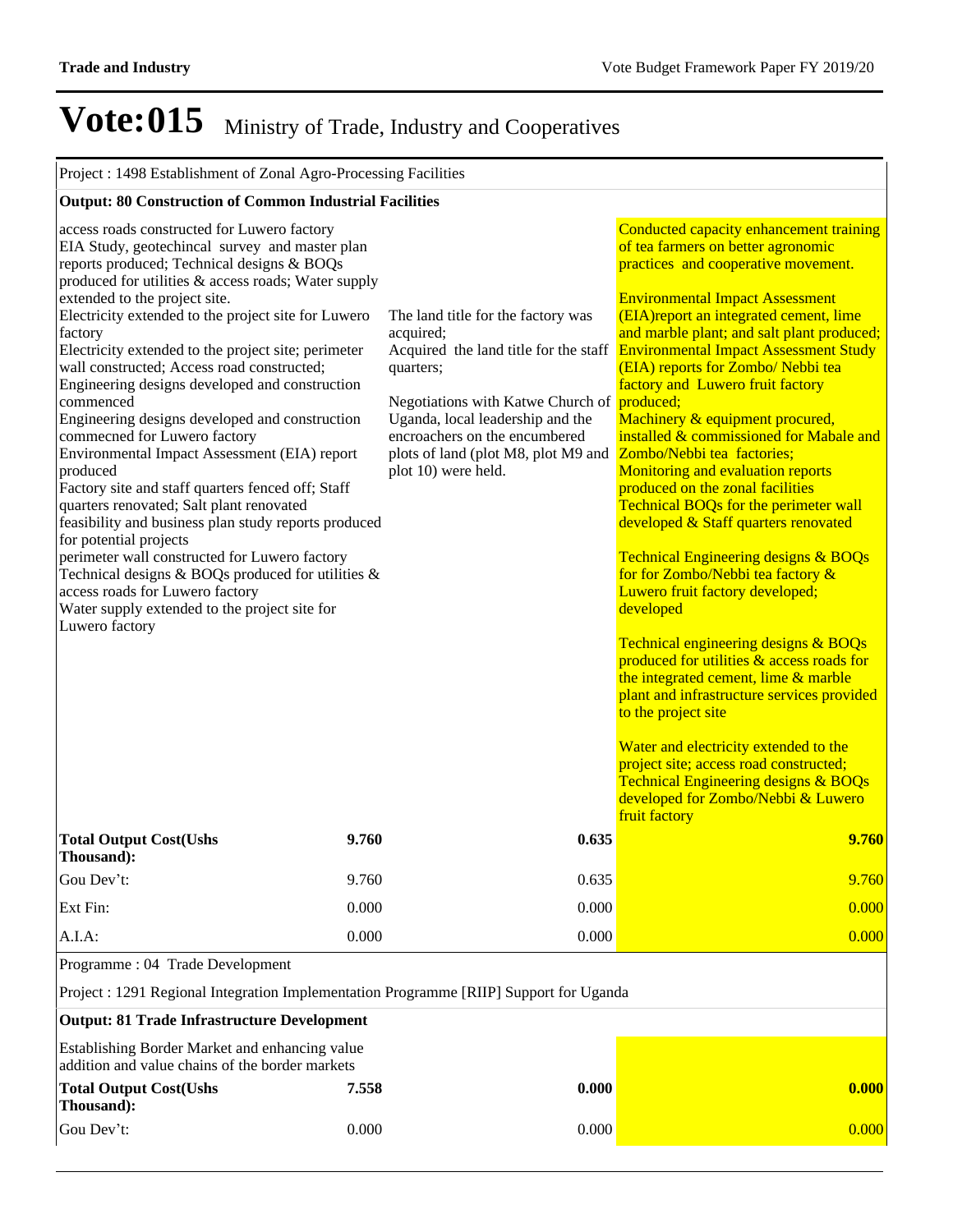# Vote:015 Ministry of Trade, Industry and Cooperatives

| | | | |
|---|---|---|---|
| Project : 1498 Establishment of Zonal Agro-Processing Facilities | | | |
| **Output: 80 Construction of Common Industrial Facilities** | | | |
| access roads constructed for Luwero factory<br>EIA Study, geotechincal survey and master plan reports produced; Technical designs & BOQs produced for utilities & access roads; Water supply extended to the project site.<br>Electricity extended to the project site for Luwero factory<br>Electricity extended to the project site; perimeter wall constructed; Access road constructed; Engineering designs developed and construction commenced<br>Engineering designs developed and construction commecned for Luwero factory<br>Environmental Impact Assessment (EIA) report produced<br>Factory site and staff quarters fenced off; Staff quarters renovated; Salt plant renovated<br>feasibility and business plan study reports produced for potential projects<br>perimeter wall constructed for Luwero factory<br>Technical designs & BOQs produced for utilities & access roads for Luwero factory<br>Water supply extended to the project site for Luwero factory | | The land title for the factory was acquired;<br>Acquired the land title for the staff quarters;<br><br>Negotiations with Katwe Church of Uganda, local leadership and the encroachers on the encumbered plots of land (plot M8, plot M9 and plot 10) were held. | Conducted capacity enhancement training of tea farmers on better agronomic practices and cooperative movement.<br><br>Environmental Impact Assessment (EIA)report an integrated cement, lime and marble plant; and salt plant produced; Environmental Impact Assessment Study (EIA) reports for Zombo/ Nebbi tea factory and Luwero fruit factory produced;<br>Machinery & equipment procured, installed & commissioned for Mabale and Zombo/Nebbi tea factories;<br>Monitoring and evaluation reports produced on the zonal facilities<br>Technical BOQs for the perimeter wall developed & Staff quarters renovated<br><br>Technical Engineering designs & BOQs for for Zombo/Nebbi tea factory & Luwero fruit factory developed; developed<br><br>Technical engineering designs & BOQs produced for utilities & access roads for the integrated cement, lime & marble plant and infrastructure services provided to the project site<br><br>Water and electricity extended to the project site; access road constructed; Technical Engineering designs & BOQs developed for Zombo/Nebbi & Luwero fruit factory |
| **Total Output Cost(Ushs Thousand):** | **9.760** | **0.635** | **9.760** |
| Gou Dev't: | 9.760 | 0.635 | 9.760 |
| Ext Fin: | 0.000 | 0.000 | 0.000 |
| A.I.A: | 0.000 | 0.000 | 0.000 |
| Programme : 04 Trade Development | | | |
| Project : 1291 Regional Integration Implementation Programme [RIIP] Support for Uganda | | | |
| **Output: 81 Trade Infrastructure Development** | | | |
| Establishing Border Market and enhancing value addition and value chains of the border markets | | | |
| **Total Output Cost(Ushs Thousand):** | **7.558** | **0.000** | **0.000** |
| Gou Dev't: | 0.000 | 0.000 | 0.000 |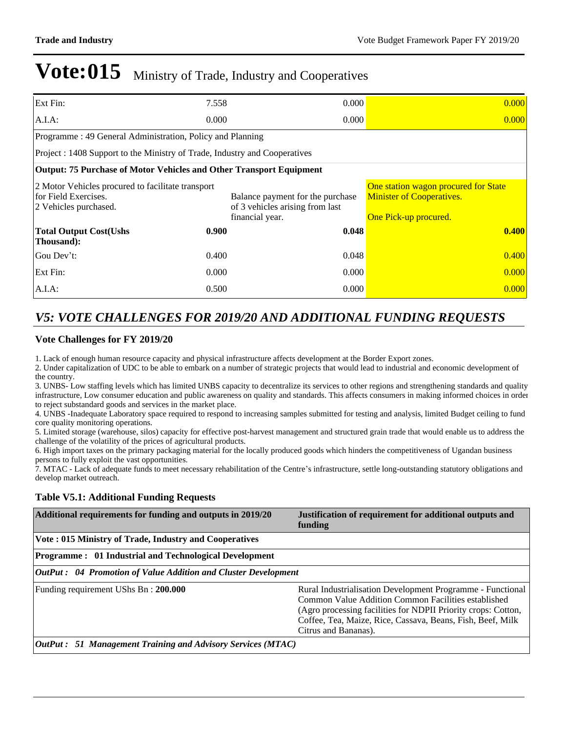# Vote:015 Ministry of Trade, Industry and Cooperatives

| | | | |
|---|---|---|---|
| Ext Fin: | 7.558 | 0.000 | 0.000 |
| A.I.A: | 0.000 | 0.000 | 0.000 |
| Programme : 49 General Administration, Policy and Planning | | | |
| Project : 1408 Support to the Ministry of Trade, Industry and Cooperatives | | | |
| **Output: 75 Purchase of Motor Vehicles and Other Transport Equipment** | | | |
| 2 Motor Vehicles procured to facilitate transport for Field Exercises.<br>2 Vehicles purchased. | | Balance payment for the purchase of 3 vehicles arising from last financial year. | One station wagon procured for State Minister of Cooperatives.<br><br>One Pick-up procured. |
| **Total Output Cost(Ushs Thousand):** | **0.900** | **0.048** | **0.400** |
| Gou Dev't: | 0.400 | 0.048 | 0.400 |
| Ext Fin: | 0.000 | 0.000 | 0.000 |
| A.I.A: | 0.500 | 0.000 | 0.000 |

## *V5: VOTE CHALLENGES FOR 2019/20 AND ADDITIONAL FUNDING REQUESTS*

### Vote Challenges for FY 2019/20

1. Lack of enough human resource capacity and physical infrastructure affects development at the Border Export zones.
2. Under capitalization of UDC to be able to embark on a number of strategic projects that would lead to industrial and economic development of the country.
3. UNBS- Low staffing levels which has limited UNBS capacity to decentralize its services to other regions and strengthening standards and quality infrastructure, Low consumer education and public awareness on quality and standards. This affects consumers in making informed choices in order to reject substandard goods and services in the market place.
4. UNBS -Inadequate Laboratory space required to respond to increasing samples submitted for testing and analysis, limited Budget ceiling to fund core quality monitoring operations.
5. Limited storage (warehouse, silos) capacity for effective post-harvest management and structured grain trade that would enable us to address the challenge of the volatility of the prices of agricultural products.
6. High import taxes on the primary packaging material for the locally produced goods which hinders the competitiveness of Ugandan business persons to fully exploit the vast opportunities.
7. MTAC - Lack of adequate funds to meet necessary rehabilitation of the Centre's infrastructure, settle long-outstanding statutory obligations and develop market outreach.

### Table V5.1: Additional Funding Requests

| Additional requirements for funding and outputs in 2019/20 | Justification of requirement for additional outputs and funding |
|---|---|
| **Vote : 015 Ministry of Trade, Industry and Cooperatives** | |
| **Programme : 01 Industrial and Technological Development** | |
| ***OutPut : 04 Promotion of Value Addition and Cluster Development*** | |
| Funding requirement UShs Bn : **200.000** | Rural Industrialisation Development Programme - Functional Common Value Addition Common Facilities established (Agro processing facilities for NDPII Priority crops: Cotton, Coffee, Tea, Maize, Rice, Cassava, Beans, Fish, Beef, Milk Citrus and Bananas). |
| ***OutPut : 51 Management Training and Advisory Services (MTAC)*** | |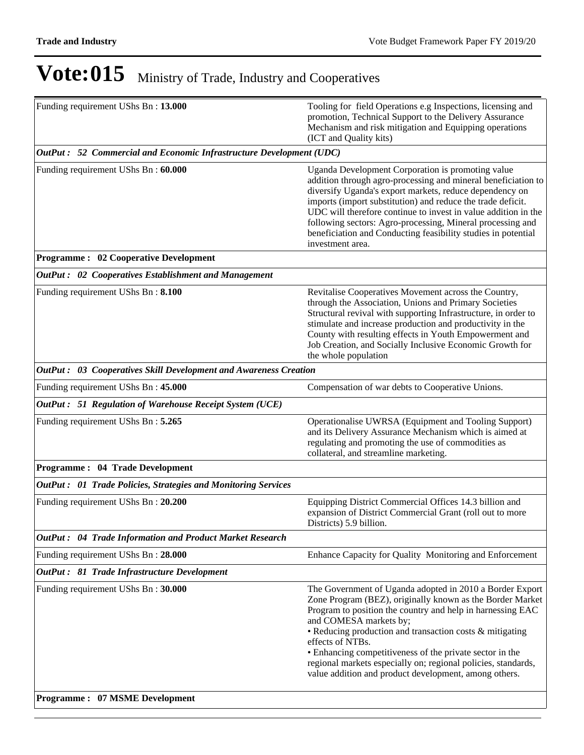# Vote:015 Ministry of Trade, Industry and Cooperatives

| | |
|---|---|
| Funding requirement UShs Bn : **13.000** | Tooling for field Operations e.g Inspections, licensing and promotion, Technical Support to the Delivery Assurance Mechanism and risk mitigation and Equipping operations (ICT and Quality kits) |
| ***OutPut : 52 Commercial and Economic Infrastructure Development (UDC)*** | |
| Funding requirement UShs Bn : **60.000** | Uganda Development Corporation is promoting value addition through agro-processing and mineral beneficiation to diversify Uganda's export markets, reduce dependency on imports (import substitution) and reduce the trade deficit. UDC will therefore continue to invest in value addition in the following sectors: Agro-processing, Mineral processing and beneficiation and Conducting feasibility studies in potential investment area. |
| **Programme : 02 Cooperative Development** | |
| ***OutPut : 02 Cooperatives Establishment and Management*** | |
| Funding requirement UShs Bn : **8.100** | Revitalise Cooperatives Movement across the Country, through the Association, Unions and Primary Societies Structural revival with supporting Infrastructure, in order to stimulate and increase production and productivity in the County with resulting effects in Youth Empowerment and Job Creation, and Socially Inclusive Economic Growth for the whole population |
| ***OutPut : 03 Cooperatives Skill Development and Awareness Creation*** | |
| Funding requirement UShs Bn : **45.000** | Compensation of war debts to Cooperative Unions. |
| ***OutPut : 51 Regulation of Warehouse Receipt System (UCE)*** | |
| Funding requirement UShs Bn : **5.265** | Operationalise UWRSA (Equipment and Tooling Support) and its Delivery Assurance Mechanism which is aimed at regulating and promoting the use of commodities as collateral, and streamline marketing. |
| **Programme : 04 Trade Development** | |
| ***OutPut : 01 Trade Policies, Strategies and Monitoring Services*** | |
| Funding requirement UShs Bn : **20.200** | Equipping District Commercial Offices 14.3 billion and expansion of District Commercial Grant (roll out to more Districts) 5.9 billion. |
| ***OutPut : 04 Trade Information and Product Market Research*** | |
| Funding requirement UShs Bn : **28.000** | Enhance Capacity for Quality Monitoring and Enforcement |
| ***OutPut : 81 Trade Infrastructure Development*** | |
| Funding requirement UShs Bn : **30.000** | The Government of Uganda adopted in 2010 a Border Export Zone Program (BEZ), originally known as the Border Market Program to position the country and help in harnessing EAC and COMESA markets by;<br>• Reducing production and transaction costs & mitigating effects of NTBs.<br>• Enhancing competitiveness of the private sector in the regional markets especially on; regional policies, standards, value addition and product development, among others. |
| **Programme : 07 MSME Development** | |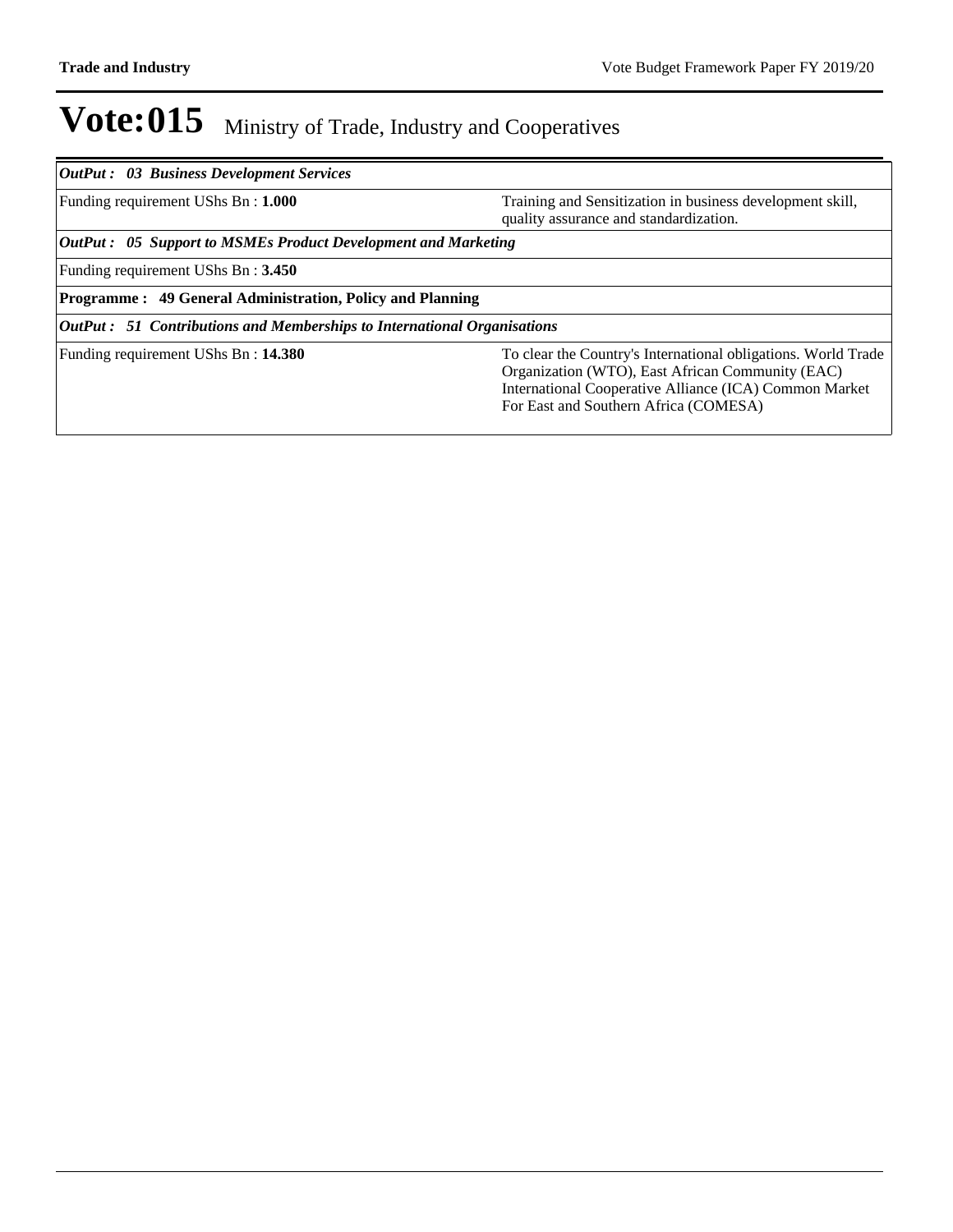# Vote:015 Ministry of Trade, Industry and Cooperatives

| | |
|---|---|
| ***OutPut : 03 Business Development Services*** | |
| Funding requirement UShs Bn : **1.000** | Training and Sensitization in business development skill, quality assurance and standardization. |
| ***OutPut : 05 Support to MSMEs Product Development and Marketing*** | |
| Funding requirement UShs Bn : **3.450** | |
| **Programme : 49 General Administration, Policy and Planning** | |
| ***OutPut : 51 Contributions and Memberships to International Organisations*** | |
| Funding requirement UShs Bn : **14.380** | To clear the Country's International obligations. World Trade Organization (WTO), East African Community (EAC) International Cooperative Alliance (ICA) Common Market For East and Southern Africa (COMESA) |